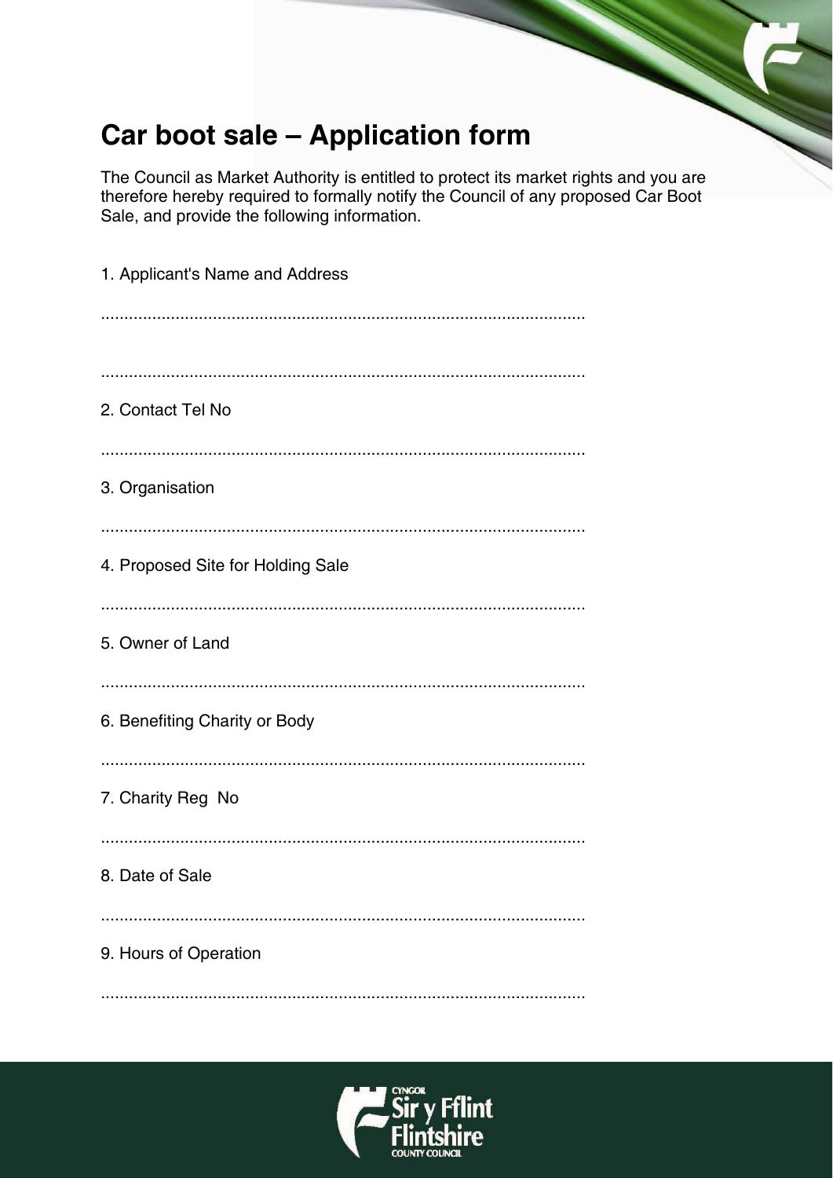# Car boot sale – Application form

The Council as Market Authority is entitled to protect its market rights and you are therefore hereby required to formally notify the Council of any proposed Car Boot Sale, and provide the following information.

1. Applicant's Name and Address

.......................................................................................................

.......................................................................................................

2. Contact Tel No

.......................................................................................................

3. Organisation

.......................................................................................................

4. Proposed Site for Holding Sale

.......................................................................................................

5. Owner of Land

.......................................................................................................

6. Benefiting Charity or Body

.......................................................................................................

7. Charity Reg No

.......................................................................................................

8. Date of Sale

.......................................................................................................

9. Hours of Operation

.......................................................................................................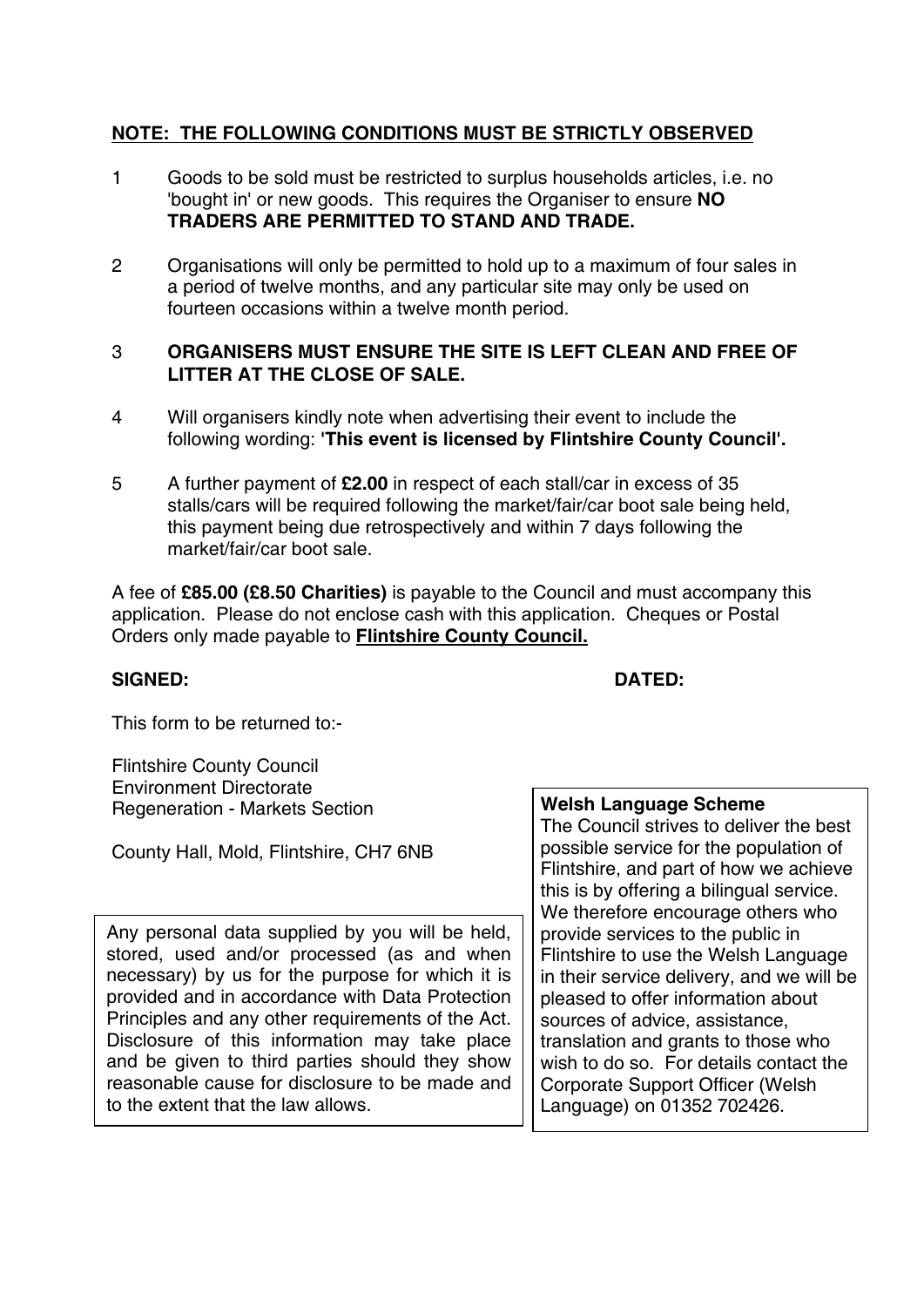**<u>NOTE: THE FOLLOWING CONDITIONS MUST BE STRICTLY OBSERVED</u>**

1. Goods to be sold must be restricted to surplus households articles, i.e. no 'bought in' or new goods. This requires the Organiser to ensure **NO TRADERS ARE PERMITTED TO STAND AND TRADE.**

2. Organisations will only be permitted to hold up to a maximum of four sales in a period of twelve months, and any particular site may only be used on fourteen occasions within a twelve month period.

3. **ORGANISERS MUST ENSURE THE SITE IS LEFT CLEAN AND FREE OF LITTER AT THE CLOSE OF SALE.**

4. Will organisers kindly note when advertising their event to include the following wording: **'This event is licensed by Flintshire County Council'.**

5. A further payment of **£2.00** in respect of each stall/car in excess of 35 stalls/cars will be required following the market/fair/car boot sale being held, this payment being due retrospectively and within 7 days following the market/fair/car boot sale.

A fee of **£85.00 (£8.50 Charities)** is payable to the Council and must accompany this application. Please do not enclose cash with this application. Cheques or Postal Orders only made payable to **<u>Flintshire County Council.</u>**

**SIGNED:** **DATED:**

This form to be returned to:-

Flintshire County Council
Environment Directorate
Regeneration - Markets Section

County Hall, Mold, Flintshire, CH7 6NB

Any personal data supplied by you will be held, stored, used and/or processed (as and when necessary) by us for the purpose for which it is provided and in accordance with Data Protection Principles and any other requirements of the Act. Disclosure of this information may take place and be given to third parties should they show reasonable cause for disclosure to be made and to the extent that the law allows.

**Welsh Language Scheme**
The Council strives to deliver the best possible service for the population of Flintshire, and part of how we achieve this is by offering a bilingual service. We therefore encourage others who provide services to the public in Flintshire to use the Welsh Language in their service delivery, and we will be pleased to offer information about sources of advice, assistance, translation and grants to those who wish to do so. For details contact the Corporate Support Officer (Welsh Language) on 01352 702426.